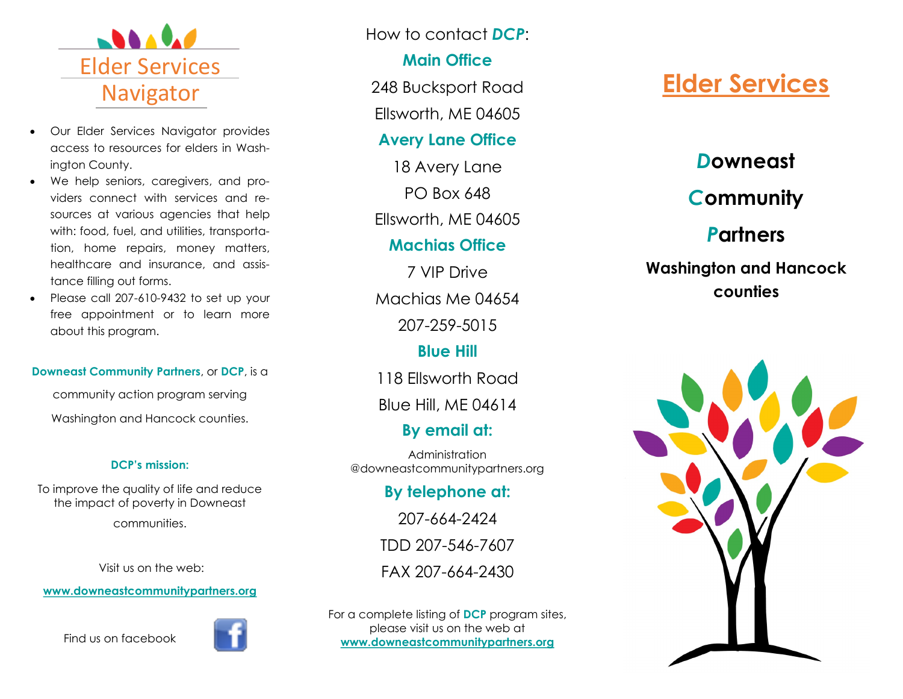# Elder Services Navigator

- Our Elder Services Navigator provides access to resources for elders in Washington County.
- We help seniors, caregivers, and providers connect with services and resources at various agencies that help with: food, fuel, and utilities, transportation, home repairs, money matters, healthcare and insurance, and assistance filling out forms.
- Please call 207-610-9432 to set up your free appointment or to learn more about this program.

**Downeast Community Partners**, or **DCP**, is a community action program serving Washington and Hancock counties.

**DCP's mission:**

To improve the quality of life and reduce the impact of poverty in Downeast communities.

Visit us on the web:

**www.downeastcommunitypartners.org**

Find us on facebook

How to contact ***DCP***:

**Main Office**

248 Bucksport Road
Ellsworth, ME 04605

**Avery Lane Office**

18 Avery Lane
PO Box 648
Ellsworth, ME 04605

**Machias Office**

7 VIP Drive
Machias Me 04654
207-259-5015

**Blue Hill**

118 Ellsworth Road
Blue Hill, ME 04614

**By email at:**

Administration
@downeastcommunitypartners.org

**By telephone at:**

207-664-2424
TDD 207-546-7607
FAX 207-664-2430

For a complete listing of **DCP** program sites, please visit us on the web at **www.downeastcommunitypartners.org**

# Elder Services

## ***D***owneast ***C***ommunity ***P***artners

**Washington and Hancock counties**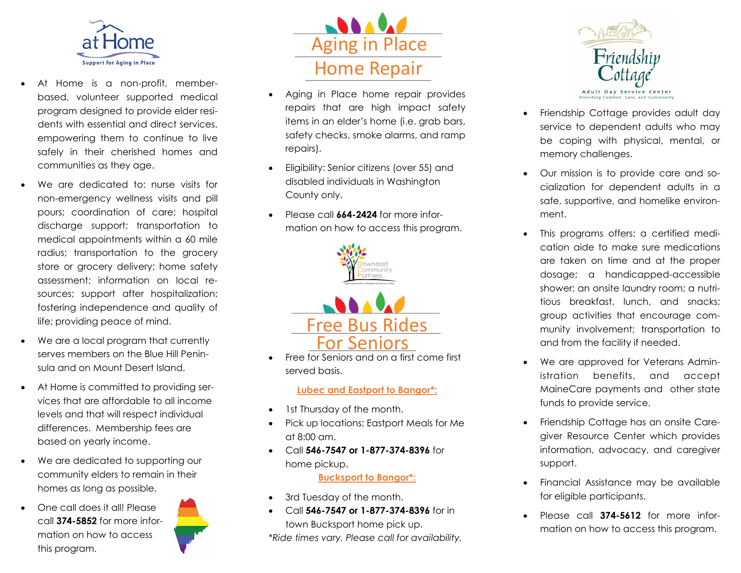# at Home

Support for Aging in Place

- At Home is a non-profit, member-based, volunteer supported medical program designed to provide elder residents with essential and direct services, empowering them to continue to live safely in their cherished homes and communities as they age.
- We are dedicated to: nurse visits for non-emergency wellness visits and pill pours; coordination of care; hospital discharge support; transportation to medical appointments within a 60 mile radius; transportation to the grocery store or grocery delivery; home safety assessment; information on local resources; support after hospitalization; fostering independence and quality of life; providing peace of mind.
- We are a local program that currently serves members on the Blue Hill Peninsula and on Mount Desert Island.
- At Home is committed to providing services that are affordable to all income levels and that will respect individual differences. Membership fees are based on yearly income.
- We are dedicated to supporting our community elders to remain in their homes as long as possible.
- One call does it all! Please call **374-5852** for more information on how to access this program.

# Aging in Place Home Repair

- Aging in Place home repair provides repairs that are high impact safety items in an elder's home (i.e. grab bars, safety checks, smoke alarms, and ramp repairs).
- Eligibility: Senior citizens (over 55) and disabled individuals in Washington County only.
- Please call **664-2424** for more information on how to access this program.

Downeast Community Partners

# Free Bus Rides For Seniors

- Free for Seniors and on a first come first served basis.

**Lubec and Eastport to Bangor*:**

- 1st Thursday of the month.
- Pick up locations: Eastport Meals for Me at 8:00 am.
- Call **546-7547 or 1-877-374-8396** for home pickup.

**Bucksport to Bangor*:**

- 3rd Tuesday of the month.
- Call **546-7547 or 1-877-374-8396** for in town Bucksport home pick up.

*\*Ride times vary. Please call for availability.*

# Friendship Cottage

Adult Day Service Center

Providing Comfort, Care, and Community

- Friendship Cottage provides adult day service to dependent adults who may be coping with physical, mental, or memory challenges.
- Our mission is to provide care and socialization for dependent adults in a safe, supportive, and homelike environment.
- This programs offers: a certified medication aide to make sure medications are taken on time and at the proper dosage; a handicapped-accessible shower; an onsite laundry room; a nutritious breakfast, lunch, and snacks; group activities that encourage community involvement; transportation to and from the facility if needed.
- We are approved for Veterans Administration benefits, and accept MaineCare payments and other state funds to provide service.
- Friendship Cottage has an onsite Caregiver Resource Center which provides information, advocacy, and caregiver support.
- Financial Assistance may be available for eligible participants.
- Please call **374-5612** for more information on how to access this program.